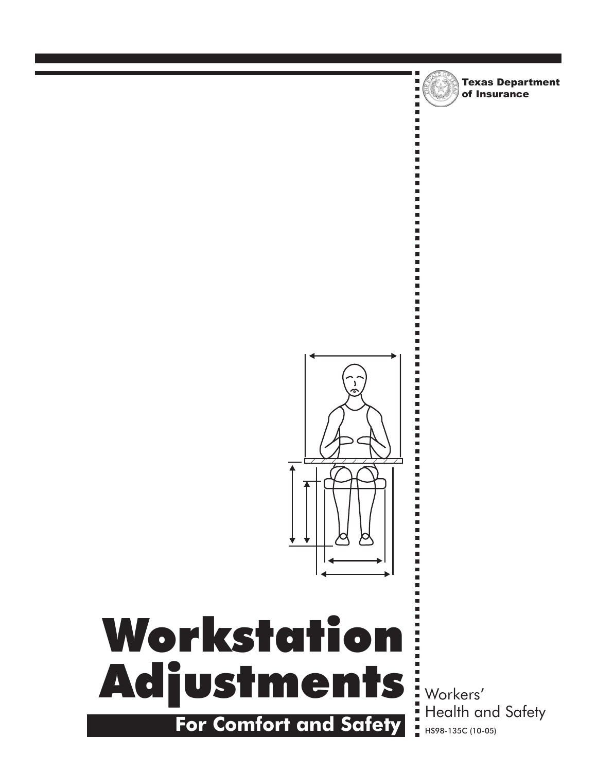Texas Department of Insurance

# Workstation Adjustments

## For Comfort and Safety

Workers' Health and Safety

HS98-135C (10-05)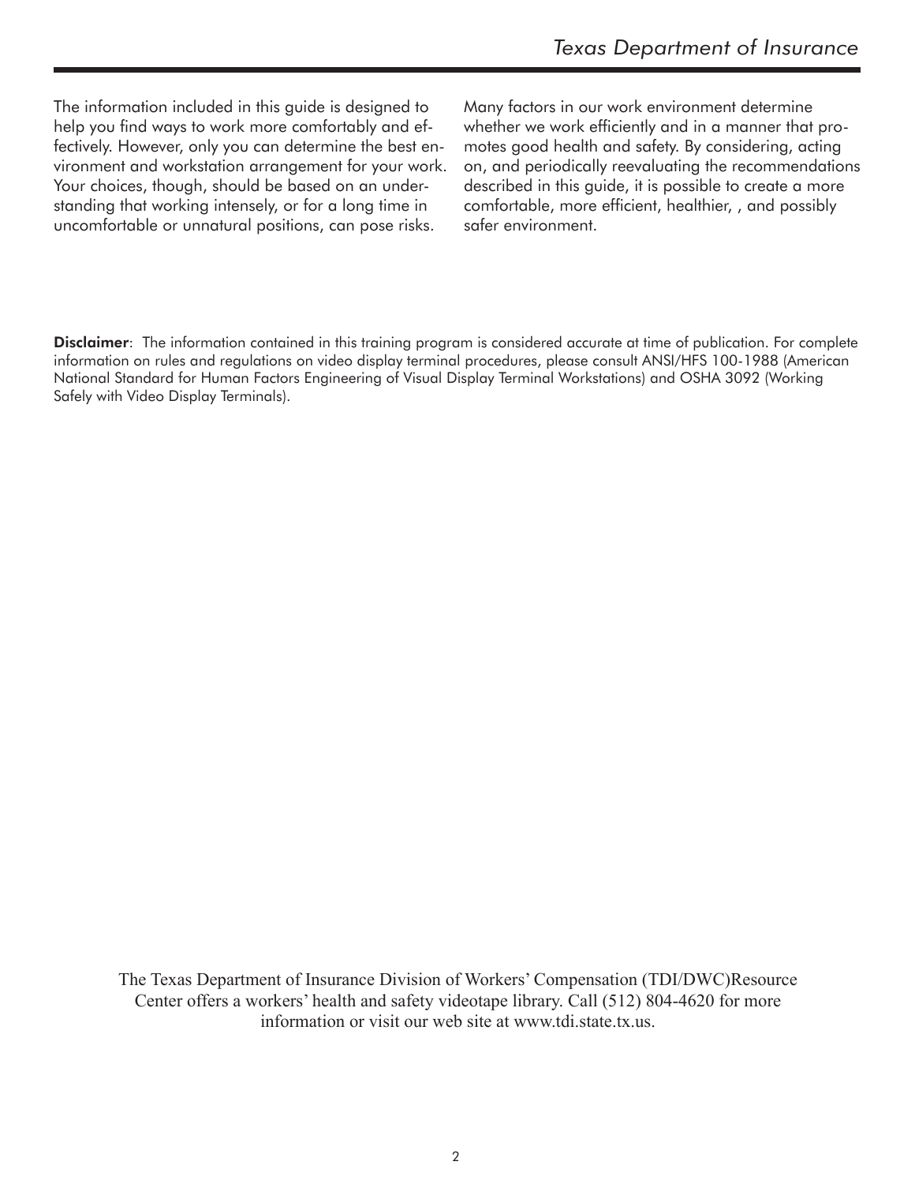The information included in this guide is designed to help you find ways to work more comfortably and effectively. However, only you can determine the best environment and workstation arrangement for your work. Your choices, though, should be based on an understanding that working intensely, or for a long time in uncomfortable or unnatural positions, can pose risks.

Many factors in our work environment determine whether we work efficiently and in a manner that promotes good health and safety. By considering, acting on, and periodically reevaluating the recommendations described in this guide, it is possible to create a more comfortable, more efficient, healthier, , and possibly safer environment.

**Disclaimer**: The information contained in this training program is considered accurate at time of publication. For complete information on rules and regulations on video display terminal procedures, please consult ANSI/HFS 100-1988 (American National Standard for Human Factors Engineering of Visual Display Terminal Workstations) and OSHA 3092 (Working Safely with Video Display Terminals).

The Texas Department of Insurance Division of Workers' Compensation (TDI/DWC)Resource Center offers a workers' health and safety videotape library. Call (512) 804-4620 for more information or visit our web site at www.tdi.state.tx.us.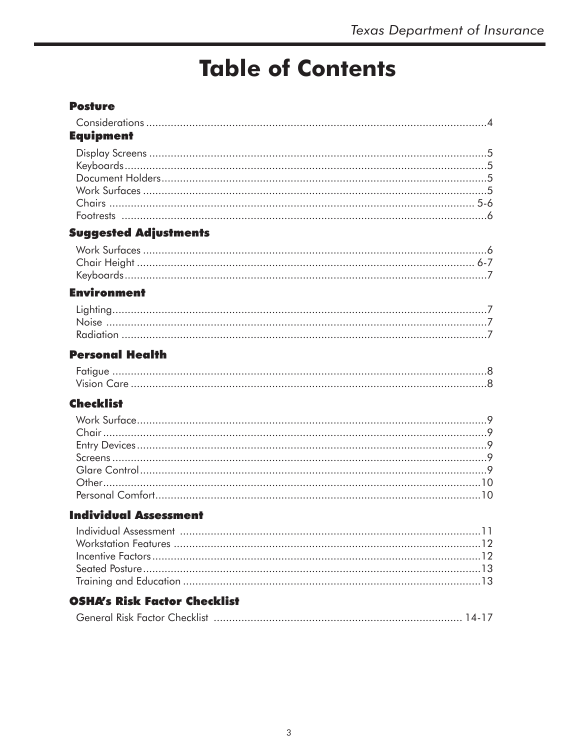# Table of Contents

**Posture**

Considerations ....................................................................................................4

**Equipment**

Display Screens ....................................................................................................5
Keyboards............................................................................................................5
Document Holders................................................................................................5
Work Surfaces ......................................................................................................5
Chairs ................................................................................................................ 5-6
Footrests .............................................................................................................6

**Suggested Adjustments**

Work Surfaces ......................................................................................................6
Chair Height ...................................................................................................... 6-7
Keyboards............................................................................................................7

**Environment**

Lighting................................................................................................................7
Noise ..................................................................................................................7
Radiation .............................................................................................................7

**Personal Health**

Fatigue ................................................................................................................8
Vision Care ..........................................................................................................8

**Checklist**

Work Surface.......................................................................................................9
Chair ...................................................................................................................9
Entry Devices........................................................................................................9
Screens ................................................................................................................9
Glare Control.......................................................................................................9
Other.................................................................................................................10
Personal Comfort................................................................................................10

**Individual Assessment**

Individual Assessment ........................................................................................11
Workstation Features ..........................................................................................12
Incentive Factors.................................................................................................12
Seated Posture....................................................................................................13
Training and Education ......................................................................................13

**OSHA's Risk Factor Checklist**

General Risk Factor Checklist ....................................................................... 14-17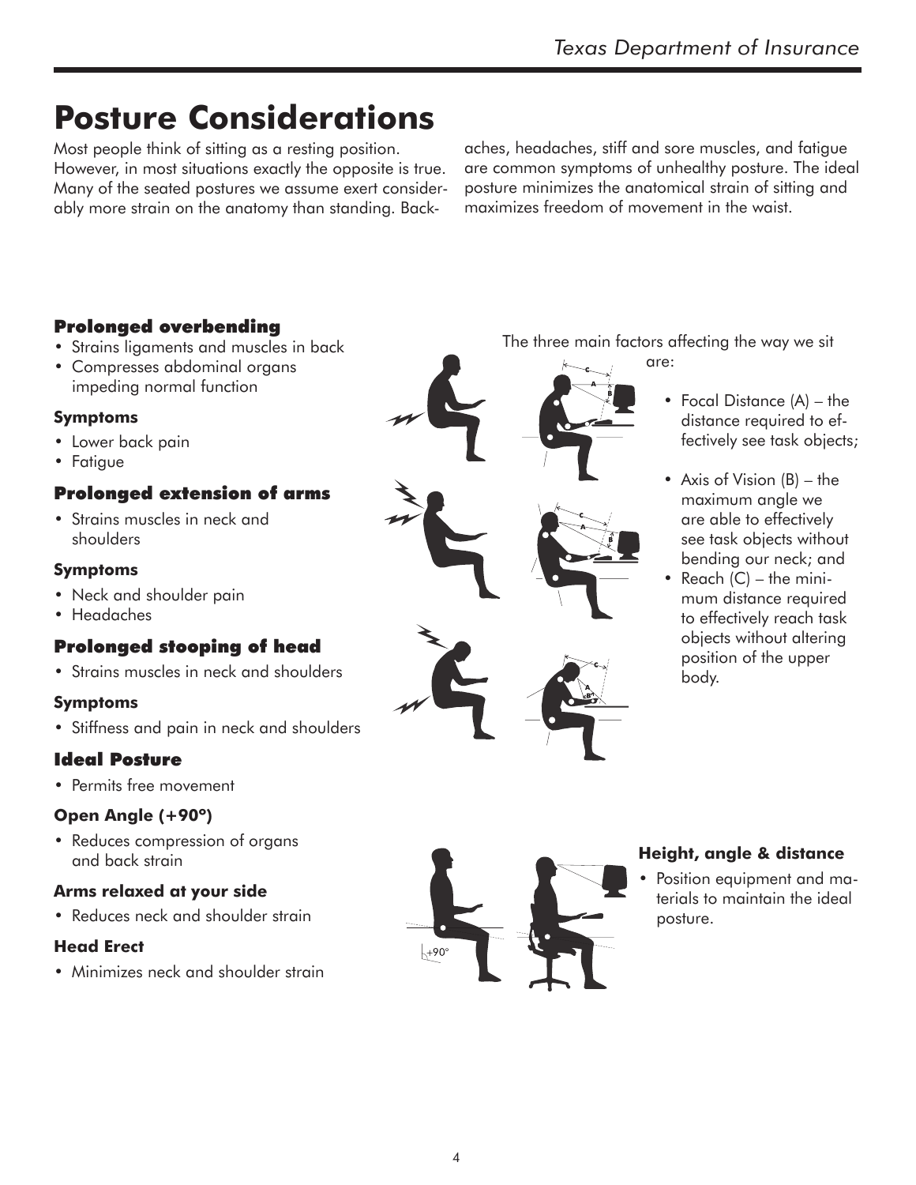# Posture Considerations

Most people think of sitting as a resting position. However, in most situations exactly the opposite is true. Many of the seated postures we assume exert considerably more strain on the anatomy than standing. Backaches, headaches, stiff and sore muscles, and fatigue are common symptoms of unhealthy posture. The ideal posture minimizes the anatomical strain of sitting and maximizes freedom of movement in the waist.

### Prolonged overbending

- Strains ligaments and muscles in back
- Compresses abdominal organs impeding normal function

#### Symptoms

- Lower back pain
- Fatigue

### Prolonged extension of arms

- Strains muscles in neck and shoulders

#### Symptoms

- Neck and shoulder pain
- Headaches

### Prolonged stooping of head

- Strains muscles in neck and shoulders

#### Symptoms

- Stiffness and pain in neck and shoulders

The three main factors affecting the way we sit are:

- Focal Distance (A) – the distance required to effectively see task objects;
- Axis of Vision (B) – the maximum angle we are able to effectively see task objects without bending our neck; and
- Reach (C) – the minimum distance required to effectively reach task objects without altering position of the upper body.

### Ideal Posture

- Permits free movement

#### Open Angle (+90°)

- Reduces compression of organs and back strain

#### Arms relaxed at your side

- Reduces neck and shoulder strain

#### Head Erect

- Minimizes neck and shoulder strain

### Height, angle & distance

- Position equipment and materials to maintain the ideal posture.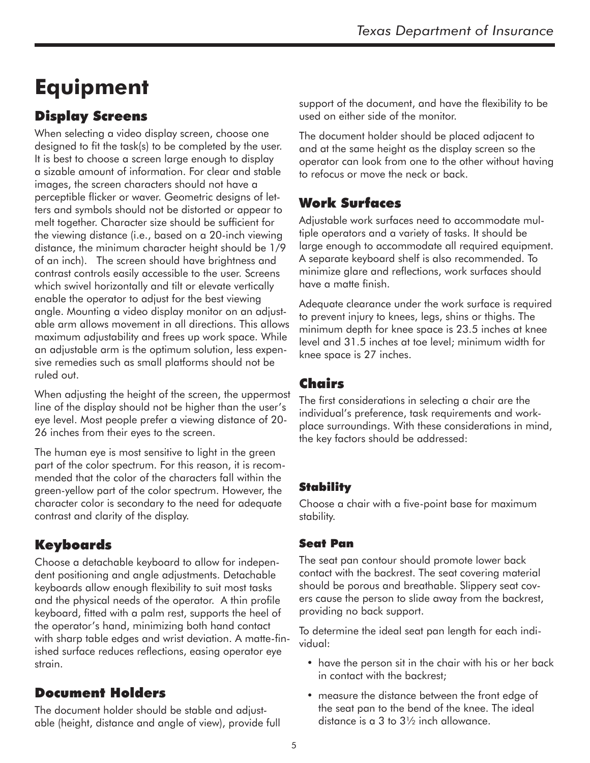# Equipment

## Display Screens

When selecting a video display screen, choose one designed to fit the task(s) to be completed by the user. It is best to choose a screen large enough to display a sizable amount of information. For clear and stable images, the screen characters should not have a perceptible flicker or waver. Geometric designs of letters and symbols should not be distorted or appear to melt together. Character size should be sufficient for the viewing distance (i.e., based on a 20-inch viewing distance, the minimum character height should be 1/9 of an inch). The screen should have brightness and contrast controls easily accessible to the user. Screens which swivel horizontally and tilt or elevate vertically enable the operator to adjust for the best viewing angle. Mounting a video display monitor on an adjustable arm allows movement in all directions. This allows maximum adjustability and frees up work space. While an adjustable arm is the optimum solution, less expensive remedies such as small platforms should not be ruled out.

When adjusting the height of the screen, the uppermost line of the display should not be higher than the user's eye level. Most people prefer a viewing distance of 20-26 inches from their eyes to the screen.

The human eye is most sensitive to light in the green part of the color spectrum. For this reason, it is recommended that the color of the characters fall within the green-yellow part of the color spectrum. However, the character color is secondary to the need for adequate contrast and clarity of the display.

## Keyboards

Choose a detachable keyboard to allow for independent positioning and angle adjustments. Detachable keyboards allow enough flexibility to suit most tasks and the physical needs of the operator. A thin profile keyboard, fitted with a palm rest, supports the heel of the operator's hand, minimizing both hand contact with sharp table edges and wrist deviation. A matte-finished surface reduces reflections, easing operator eye strain.

## Document Holders

The document holder should be stable and adjustable (height, distance and angle of view), provide full support of the document, and have the flexibility to be used on either side of the monitor.

The document holder should be placed adjacent to and at the same height as the display screen so the operator can look from one to the other without having to refocus or move the neck or back.

## Work Surfaces

Adjustable work surfaces need to accommodate multiple operators and a variety of tasks. It should be large enough to accommodate all required equipment. A separate keyboard shelf is also recommended. To minimize glare and reflections, work surfaces should have a matte finish.

Adequate clearance under the work surface is required to prevent injury to knees, legs, shins or thighs. The minimum depth for knee space is 23.5 inches at knee level and 31.5 inches at toe level; minimum width for knee space is 27 inches.

## Chairs

The first considerations in selecting a chair are the individual's preference, task requirements and workplace surroundings. With these considerations in mind, the key factors should be addressed:

### Stability

Choose a chair with a five-point base for maximum stability.

### Seat Pan

The seat pan contour should promote lower back contact with the backrest. The seat covering material should be porous and breathable. Slippery seat covers cause the person to slide away from the backrest, providing no back support.

To determine the ideal seat pan length for each individual:

- have the person sit in the chair with his or her back in contact with the backrest;
- measure the distance between the front edge of the seat pan to the bend of the knee. The ideal distance is a 3 to 3½ inch allowance.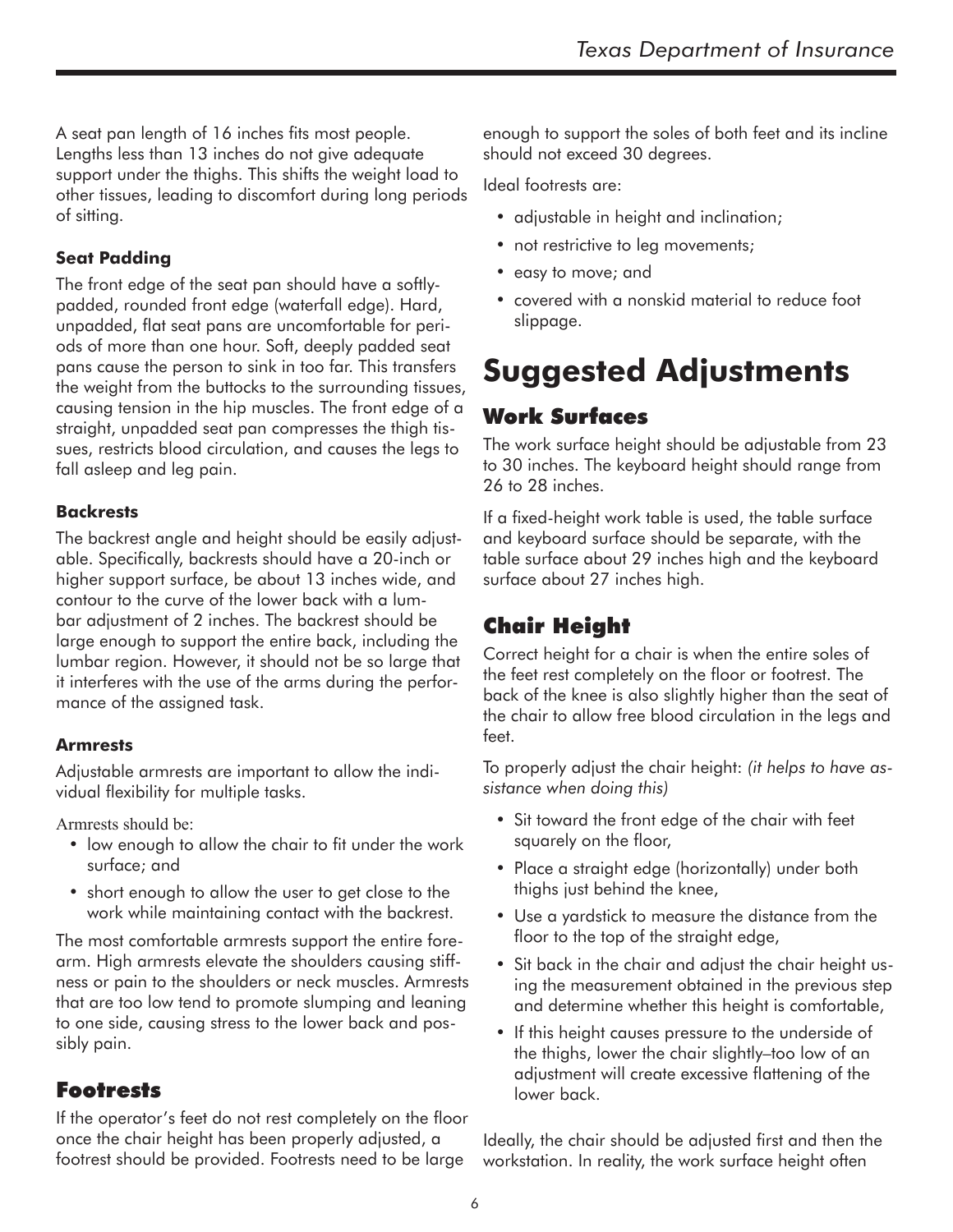A seat pan length of 16 inches fits most people. Lengths less than 13 inches do not give adequate support under the thighs. This shifts the weight load to other tissues, leading to discomfort during long periods of sitting.

### Seat Padding

The front edge of the seat pan should have a softly-padded, rounded front edge (waterfall edge). Hard, unpadded, flat seat pans are uncomfortable for periods of more than one hour. Soft, deeply padded seat pans cause the person to sink in too far. This transfers the weight from the buttocks to the surrounding tissues, causing tension in the hip muscles. The front edge of a straight, unpadded seat pan compresses the thigh tissues, restricts blood circulation, and causes the legs to fall asleep and leg pain.

### Backrests

The backrest angle and height should be easily adjustable. Specifically, backrests should have a 20-inch or higher support surface, be about 13 inches wide, and contour to the curve of the lower back with a lumbar adjustment of 2 inches. The backrest should be large enough to support the entire back, including the lumbar region. However, it should not be so large that it interferes with the use of the arms during the performance of the assigned task.

### Armrests

Adjustable armrests are important to allow the individual flexibility for multiple tasks.

Armrests should be:

- low enough to allow the chair to fit under the work surface; and
- short enough to allow the user to get close to the work while maintaining contact with the backrest.

The most comfortable armrests support the entire forearm. High armrests elevate the shoulders causing stiffness or pain to the shoulders or neck muscles. Armrests that are too low tend to promote slumping and leaning to one side, causing stress to the lower back and possibly pain.

## Footrests

If the operator's feet do not rest completely on the floor once the chair height has been properly adjusted, a footrest should be provided. Footrests need to be large enough to support the soles of both feet and its incline should not exceed 30 degrees.

Ideal footrests are:

- adjustable in height and inclination;
- not restrictive to leg movements;
- easy to move; and
- covered with a nonskid material to reduce foot slippage.

# Suggested Adjustments

## Work Surfaces

The work surface height should be adjustable from 23 to 30 inches. The keyboard height should range from 26 to 28 inches.

If a fixed-height work table is used, the table surface and keyboard surface should be separate, with the table surface about 29 inches high and the keyboard surface about 27 inches high.

## Chair Height

Correct height for a chair is when the entire soles of the feet rest completely on the floor or footrest. The back of the knee is also slightly higher than the seat of the chair to allow free blood circulation in the legs and feet.

To properly adjust the chair height: *(it helps to have assistance when doing this)*

- Sit toward the front edge of the chair with feet squarely on the floor,
- Place a straight edge (horizontally) under both thighs just behind the knee,
- Use a yardstick to measure the distance from the floor to the top of the straight edge,
- Sit back in the chair and adjust the chair height using the measurement obtained in the previous step and determine whether this height is comfortable,
- If this height causes pressure to the underside of the thighs, lower the chair slightly–too low of an adjustment will create excessive flattening of the lower back.

Ideally, the chair should be adjusted first and then the workstation. In reality, the work surface height often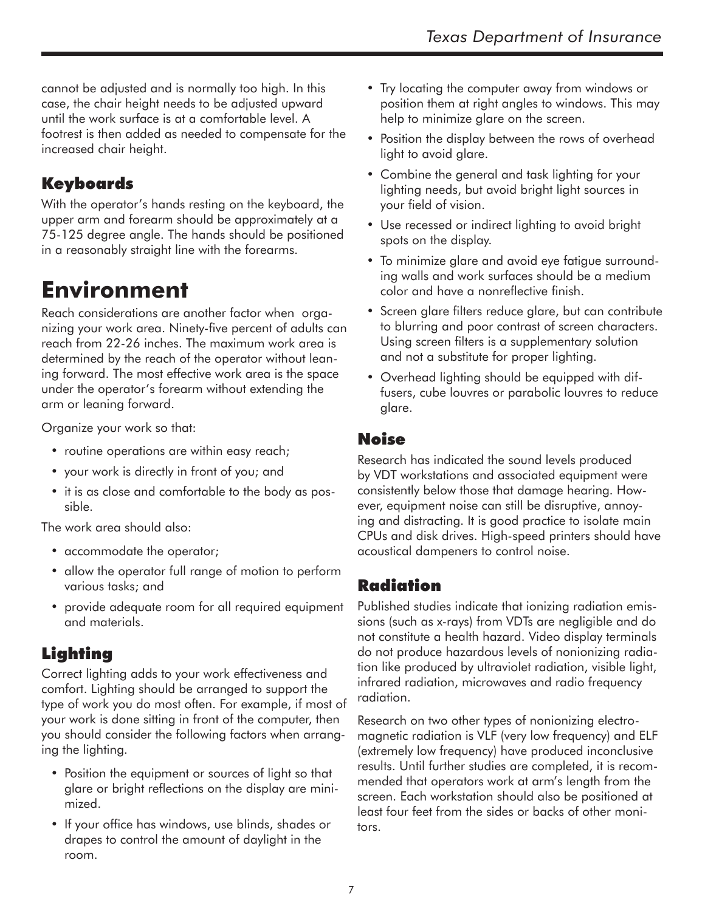cannot be adjusted and is normally too high. In this case, the chair height needs to be adjusted upward until the work surface is at a comfortable level. A footrest is then added as needed to compensate for the increased chair height.

### Keyboards

With the operator's hands resting on the keyboard, the upper arm and forearm should be approximately at a 75-125 degree angle. The hands should be positioned in a reasonably straight line with the forearms.

## Environment

Reach considerations are another factor when organizing your work area. Ninety-five percent of adults can reach from 22-26 inches. The maximum work area is determined by the reach of the operator without leaning forward. The most effective work area is the space under the operator's forearm without extending the arm or leaning forward.

Organize your work so that:

- routine operations are within easy reach;
- your work is directly in front of you; and
- it is as close and comfortable to the body as possible.

The work area should also:

- accommodate the operator;
- allow the operator full range of motion to perform various tasks; and
- provide adequate room for all required equipment and materials.

### Lighting

Correct lighting adds to your work effectiveness and comfort. Lighting should be arranged to support the type of work you do most often. For example, if most of your work is done sitting in front of the computer, then you should consider the following factors when arranging the lighting.

- Position the equipment or sources of light so that glare or bright reflections on the display are minimized.
- If your office has windows, use blinds, shades or drapes to control the amount of daylight in the room.
- Try locating the computer away from windows or position them at right angles to windows. This may help to minimize glare on the screen.
- Position the display between the rows of overhead light to avoid glare.
- Combine the general and task lighting for your lighting needs, but avoid bright light sources in your field of vision.
- Use recessed or indirect lighting to avoid bright spots on the display.
- To minimize glare and avoid eye fatigue surrounding walls and work surfaces should be a medium color and have a nonreflective finish.
- Screen glare filters reduce glare, but can contribute to blurring and poor contrast of screen characters. Using screen filters is a supplementary solution and not a substitute for proper lighting.
- Overhead lighting should be equipped with diffusers, cube louvres or parabolic louvres to reduce glare.

### Noise

Research has indicated the sound levels produced by VDT workstations and associated equipment were consistently below those that damage hearing. However, equipment noise can still be disruptive, annoying and distracting. It is good practice to isolate main CPUs and disk drives. High-speed printers should have acoustical dampeners to control noise.

### Radiation

Published studies indicate that ionizing radiation emissions (such as x-rays) from VDTs are negligible and do not constitute a health hazard. Video display terminals do not produce hazardous levels of nonionizing radiation like produced by ultraviolet radiation, visible light, infrared radiation, microwaves and radio frequency radiation.

Research on two other types of nonionizing electromagnetic radiation is VLF (very low frequency) and ELF (extremely low frequency) have produced inconclusive results. Until further studies are completed, it is recommended that operators work at arm's length from the screen. Each workstation should also be positioned at least four feet from the sides or backs of other monitors.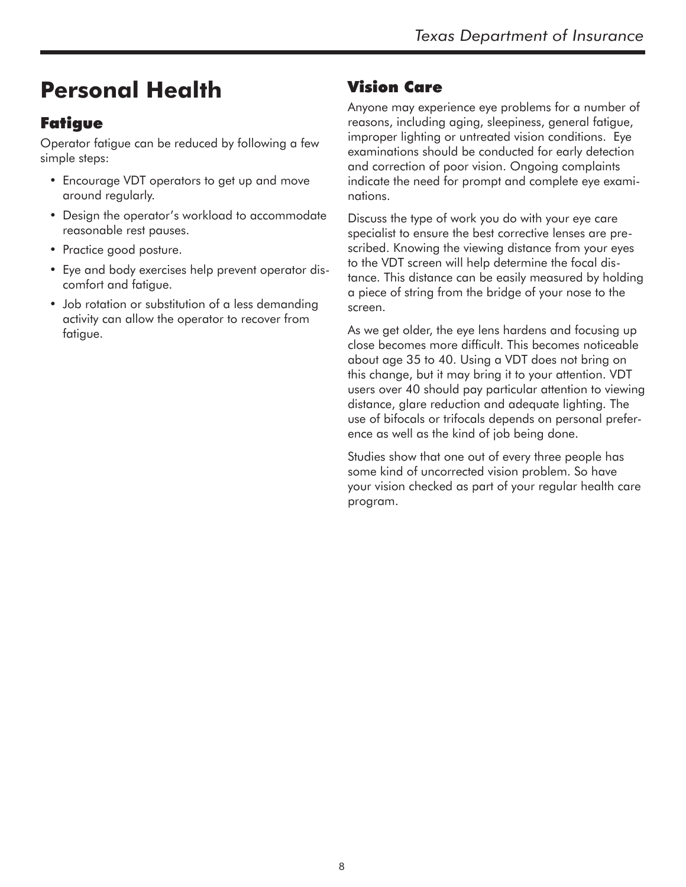# Personal Health

## Fatigue

Operator fatigue can be reduced by following a few simple steps:

- Encourage VDT operators to get up and move around regularly.
- Design the operator's workload to accommodate reasonable rest pauses.
- Practice good posture.
- Eye and body exercises help prevent operator discomfort and fatigue.
- Job rotation or substitution of a less demanding activity can allow the operator to recover from fatigue.

## Vision Care

Anyone may experience eye problems for a number of reasons, including aging, sleepiness, general fatigue, improper lighting or untreated vision conditions. Eye examinations should be conducted for early detection and correction of poor vision. Ongoing complaints indicate the need for prompt and complete eye examinations.

Discuss the type of work you do with your eye care specialist to ensure the best corrective lenses are prescribed. Knowing the viewing distance from your eyes to the VDT screen will help determine the focal distance. This distance can be easily measured by holding a piece of string from the bridge of your nose to the screen.

As we get older, the eye lens hardens and focusing up close becomes more difficult. This becomes noticeable about age 35 to 40. Using a VDT does not bring on this change, but it may bring it to your attention. VDT users over 40 should pay particular attention to viewing distance, glare reduction and adequate lighting. The use of bifocals or trifocals depends on personal preference as well as the kind of job being done.

Studies show that one out of every three people has some kind of uncorrected vision problem. So have your vision checked as part of your regular health care program.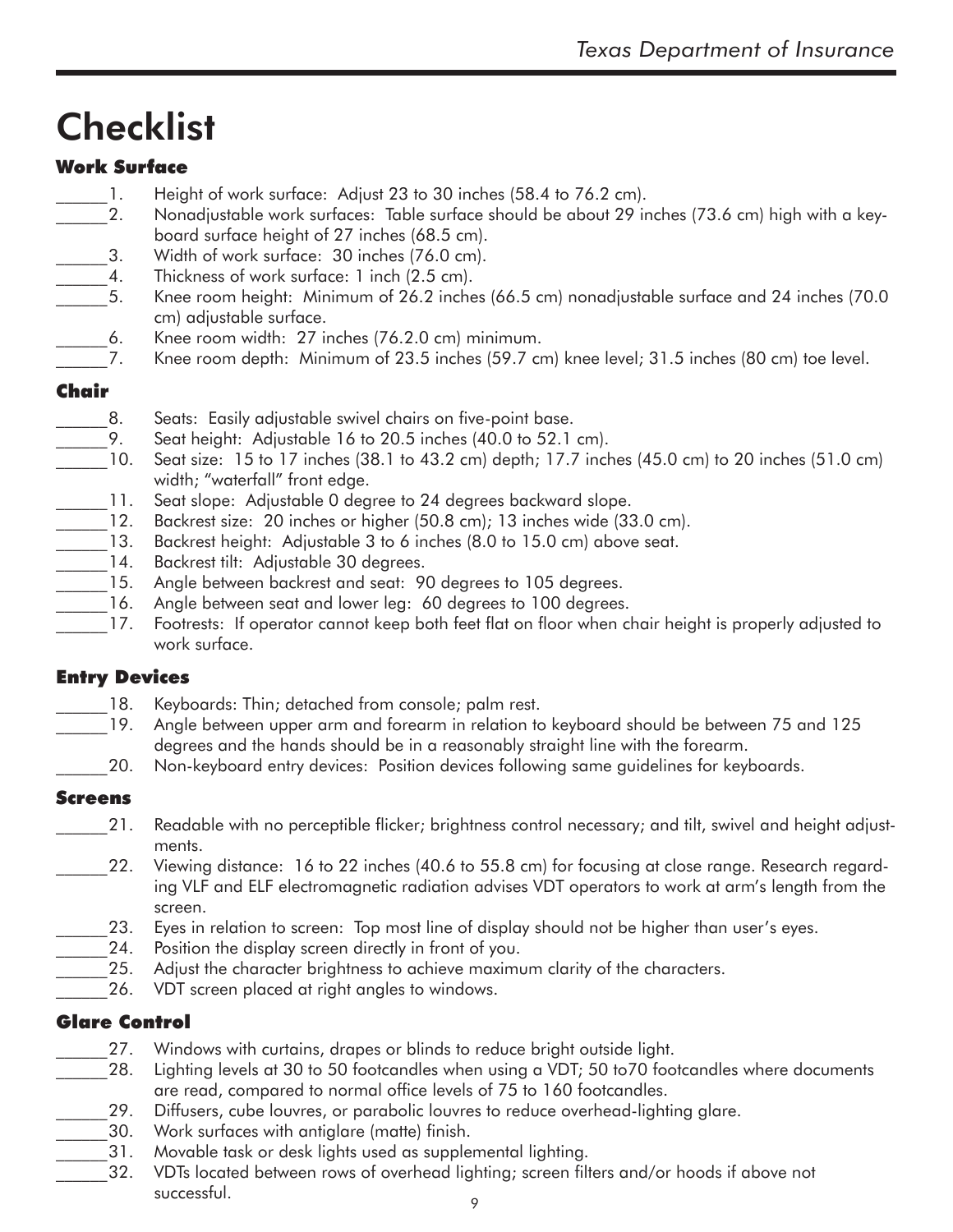# Checklist

### Work Surface

______1. Height of work surface: Adjust 23 to 30 inches (58.4 to 76.2 cm).
______2. Nonadjustable work surfaces: Table surface should be about 29 inches (73.6 cm) high with a keyboard surface height of 27 inches (68.5 cm).
______3. Width of work surface: 30 inches (76.0 cm).
______4. Thickness of work surface: 1 inch (2.5 cm).
______5. Knee room height: Minimum of 26.2 inches (66.5 cm) nonadjustable surface and 24 inches (70.0 cm) adjustable surface.
______6. Knee room width: 27 inches (76.2.0 cm) minimum.
______7. Knee room depth: Minimum of 23.5 inches (59.7 cm) knee level; 31.5 inches (80 cm) toe level.

### Chair

______8. Seats: Easily adjustable swivel chairs on five-point base.
______9. Seat height: Adjustable 16 to 20.5 inches (40.0 to 52.1 cm).
______10. Seat size: 15 to 17 inches (38.1 to 43.2 cm) depth; 17.7 inches (45.0 cm) to 20 inches (51.0 cm) width; "waterfall" front edge.
______11. Seat slope: Adjustable 0 degree to 24 degrees backward slope.
______12. Backrest size: 20 inches or higher (50.8 cm); 13 inches wide (33.0 cm).
______13. Backrest height: Adjustable 3 to 6 inches (8.0 to 15.0 cm) above seat.
______14. Backrest tilt: Adjustable 30 degrees.
______15. Angle between backrest and seat: 90 degrees to 105 degrees.
______16. Angle between seat and lower leg: 60 degrees to 100 degrees.
______17. Footrests: If operator cannot keep both feet flat on floor when chair height is properly adjusted to work surface.

### Entry Devices

______18. Keyboards: Thin; detached from console; palm rest.
______19. Angle between upper arm and forearm in relation to keyboard should be between 75 and 125 degrees and the hands should be in a reasonably straight line with the forearm.
______20. Non-keyboard entry devices: Position devices following same guidelines for keyboards.

### Screens

______21. Readable with no perceptible flicker; brightness control necessary; and tilt, swivel and height adjustments.
______22. Viewing distance: 16 to 22 inches (40.6 to 55.8 cm) for focusing at close range. Research regarding VLF and ELF electromagnetic radiation advises VDT operators to work at arm's length from the screen.
______23. Eyes in relation to screen: Top most line of display should not be higher than user's eyes.
______24. Position the display screen directly in front of you.
______25. Adjust the character brightness to achieve maximum clarity of the characters.
______26. VDT screen placed at right angles to windows.

### Glare Control

______27. Windows with curtains, drapes or blinds to reduce bright outside light.
______28. Lighting levels at 30 to 50 footcandles when using a VDT; 50 to70 footcandles where documents are read, compared to normal office levels of 75 to 160 footcandles.
______29. Diffusers, cube louvres, or parabolic louvres to reduce overhead-lighting glare.
______30. Work surfaces with antiglare (matte) finish.
______31. Movable task or desk lights used as supplemental lighting.
______32. VDTs located between rows of overhead lighting; screen filters and/or hoods if above not successful.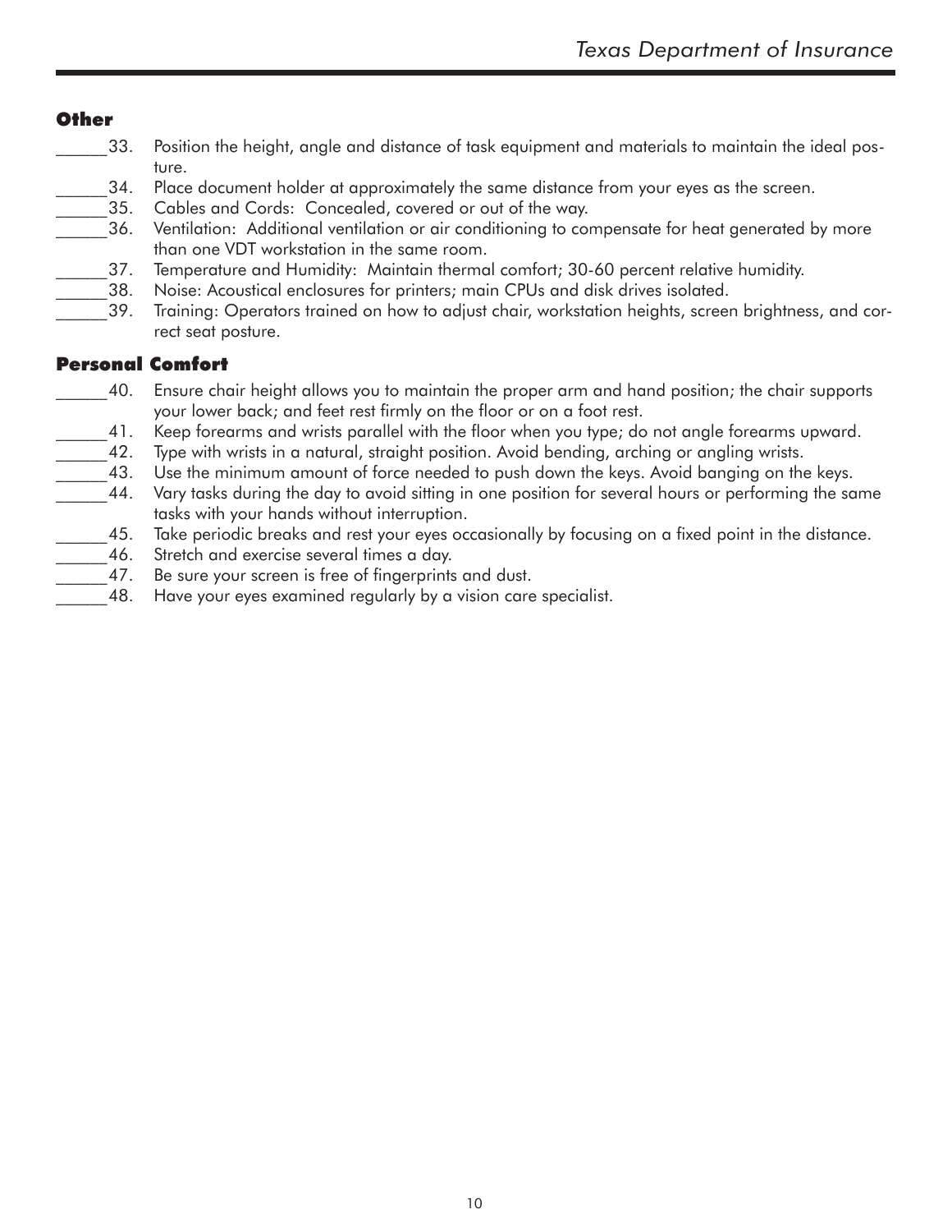### Other

______33. Position the height, angle and distance of task equipment and materials to maintain the ideal posture.

______34. Place document holder at approximately the same distance from your eyes as the screen.

______35. Cables and Cords: Concealed, covered or out of the way.

______36. Ventilation: Additional ventilation or air conditioning to compensate for heat generated by more than one VDT workstation in the same room.

______37. Temperature and Humidity: Maintain thermal comfort; 30-60 percent relative humidity.

______38. Noise: Acoustical enclosures for printers; main CPUs and disk drives isolated.

______39. Training: Operators trained on how to adjust chair, workstation heights, screen brightness, and correct seat posture.

### Personal Comfort

______40. Ensure chair height allows you to maintain the proper arm and hand position; the chair supports your lower back; and feet rest firmly on the floor or on a foot rest.

______41. Keep forearms and wrists parallel with the floor when you type; do not angle forearms upward.

______42. Type with wrists in a natural, straight position. Avoid bending, arching or angling wrists.

______43. Use the minimum amount of force needed to push down the keys. Avoid banging on the keys.

______44. Vary tasks during the day to avoid sitting in one position for several hours or performing the same tasks with your hands without interruption.

______45. Take periodic breaks and rest your eyes occasionally by focusing on a fixed point in the distance.

______46. Stretch and exercise several times a day.

______47. Be sure your screen is free of fingerprints and dust.

______48. Have your eyes examined regularly by a vision care specialist.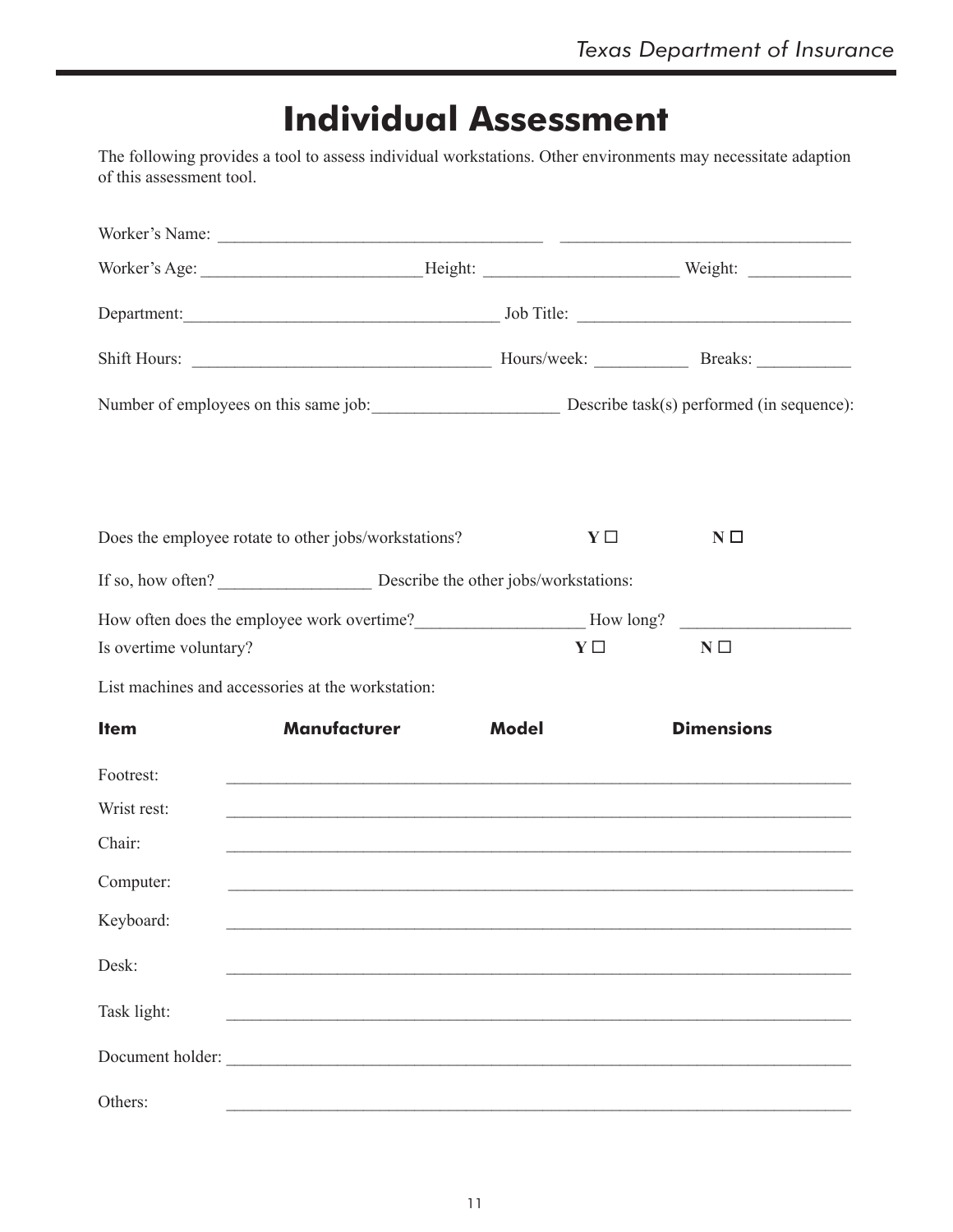# Individual Assessment

The following provides a tool to assess individual workstations. Other environments may necessitate adaption of this assessment tool.

Worker's Name: ______________________________________ __________________________________

Worker's Age: _________________________Height: ______________________ Weight: ___________

Department:____________________________________ Job Title: _______________________________

Shift Hours: ___________________________________ Hours/week: __________ Breaks: __________

Number of employees on this same job:_____________________ Describe task(s) performed (in sequence):

Does the employee rotate to other jobs/workstations? **Y** ☐ **N** ☐

If so, how often? _________________ Describe the other jobs/workstations:

How often does the employee work overtime?___________________ How long? ___________________

Is overtime voluntary? **Y** ☐ **N** ☐

List machines and accessories at the workstation:

| Item | Manufacturer | Model | Dimensions |
|---|---|---|---|
| Footrest: | | | |
| Wrist rest: | | | |
| Chair: | | | |
| Computer: | | | |
| Keyboard: | | | |
| Desk: | | | |
| Task light: | | | |
| Document holder: | | | |
| Others: | | | |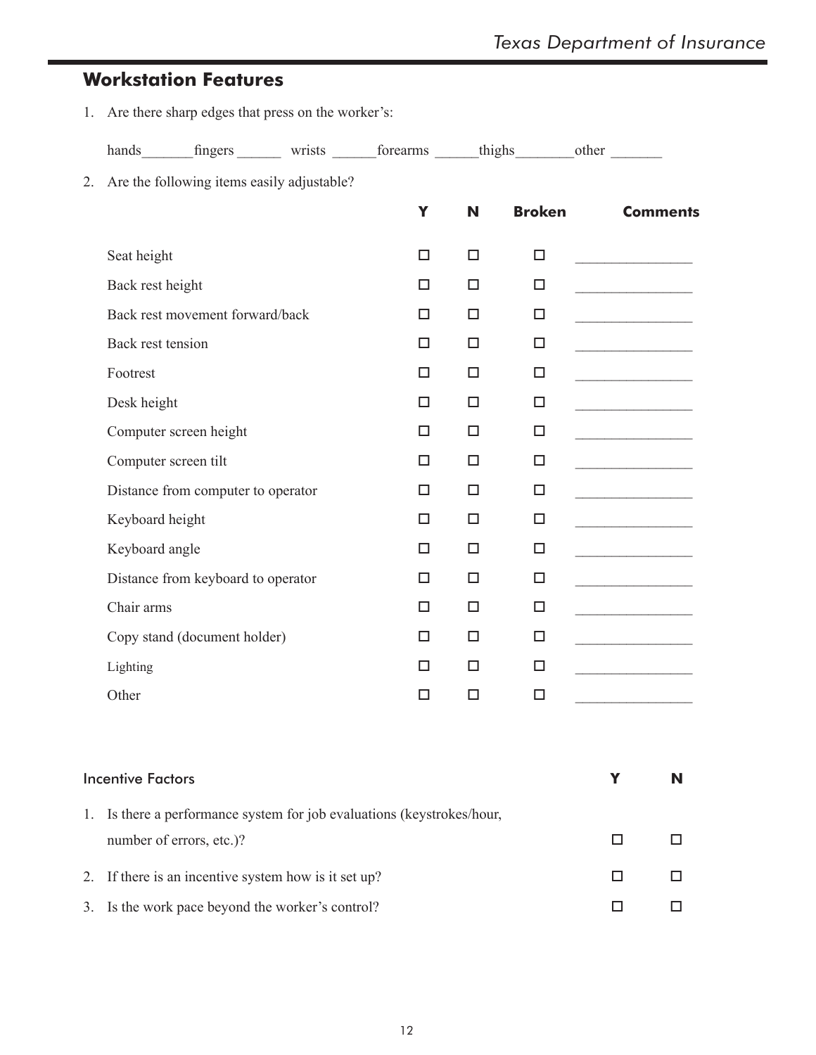## Workstation Features

1. Are there sharp edges that press on the worker's:

   hands_______fingers ______ wrists ______forearms ______thighs________other _______

2. Are the following items easily adjustable?

| | Y | N | Broken | Comments |
|---|---|---|---|---|
| Seat height | ☐ | ☐ | ☐ | _______________ |
| Back rest height | ☐ | ☐ | ☐ | _______________ |
| Back rest movement forward/back | ☐ | ☐ | ☐ | _______________ |
| Back rest tension | ☐ | ☐ | ☐ | _______________ |
| Footrest | ☐ | ☐ | ☐ | _______________ |
| Desk height | ☐ | ☐ | ☐ | _______________ |
| Computer screen height | ☐ | ☐ | ☐ | _______________ |
| Computer screen tilt | ☐ | ☐ | ☐ | _______________ |
| Distance from computer to operator | ☐ | ☐ | ☐ | _______________ |
| Keyboard height | ☐ | ☐ | ☐ | _______________ |
| Keyboard angle | ☐ | ☐ | ☐ | _______________ |
| Distance from keyboard to operator | ☐ | ☐ | ☐ | _______________ |
| Chair arms | ☐ | ☐ | ☐ | _______________ |
| Copy stand (document holder) | ☐ | ☐ | ☐ | _______________ |
| Lighting | ☐ | ☐ | ☐ | _______________ |
| Other | ☐ | ☐ | ☐ | _______________ |

### Incentive Factors

| | Y | N |
|---|---|---|
| 1. Is there a performance system for job evaluations (keystrokes/hour, number of errors, etc.)? | ☐ | ☐ |
| 2. If there is an incentive system how is it set up? | ☐ | ☐ |
| 3. Is the work pace beyond the worker's control? | ☐ | ☐ |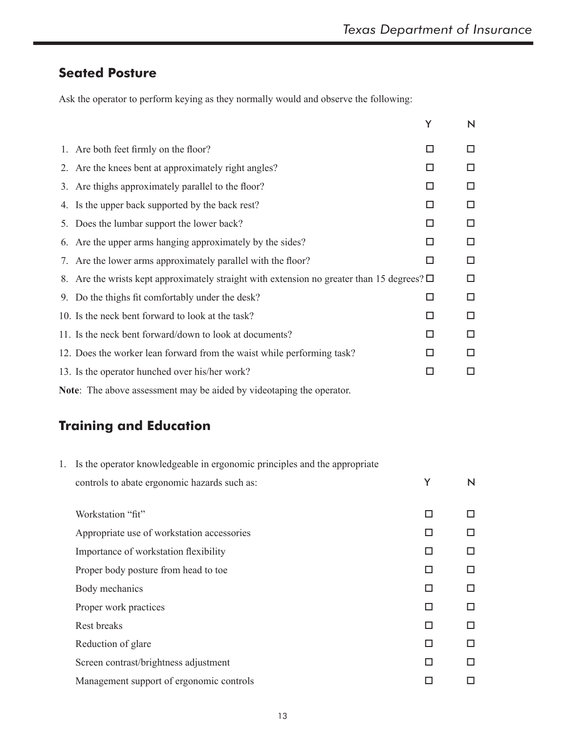## Seated Posture

Ask the operator to perform keying as they normally would and observe the following:

| | Y | N |
|---|---|---|
| 1. Are both feet firmly on the floor? | ☐ | ☐ |
| 2. Are the knees bent at approximately right angles? | ☐ | ☐ |
| 3. Are thighs approximately parallel to the floor? | ☐ | ☐ |
| 4. Is the upper back supported by the back rest? | ☐ | ☐ |
| 5. Does the lumbar support the lower back? | ☐ | ☐ |
| 6. Are the upper arms hanging approximately by the sides? | ☐ | ☐ |
| 7. Are the lower arms approximately parallel with the floor? | ☐ | ☐ |
| 8. Are the wrists kept approximately straight with extension no greater than 15 degrees? | ☐ | ☐ |
| 9. Do the thighs fit comfortably under the desk? | ☐ | ☐ |
| 10. Is the neck bent forward to look at the task? | ☐ | ☐ |
| 11. Is the neck bent forward/down to look at documents? | ☐ | ☐ |
| 12. Does the worker lean forward from the waist while performing task? | ☐ | ☐ |
| 13. Is the operator hunched over his/her work? | ☐ | ☐ |

**Note**: The above assessment may be aided by videotaping the operator.

## Training and Education

| 1. Is the operator knowledgeable in ergonomic principles and the appropriate controls to abate ergonomic hazards such as: | Y | N |
|---|---|---|
| Workstation "fit" | ☐ | ☐ |
| Appropriate use of workstation accessories | ☐ | ☐ |
| Importance of workstation flexibility | ☐ | ☐ |
| Proper body posture from head to toe | ☐ | ☐ |
| Body mechanics | ☐ | ☐ |
| Proper work practices | ☐ | ☐ |
| Rest breaks | ☐ | ☐ |
| Reduction of glare | ☐ | ☐ |
| Screen contrast/brightness adjustment | ☐ | ☐ |
| Management support of ergonomic controls | ☐ | ☐ |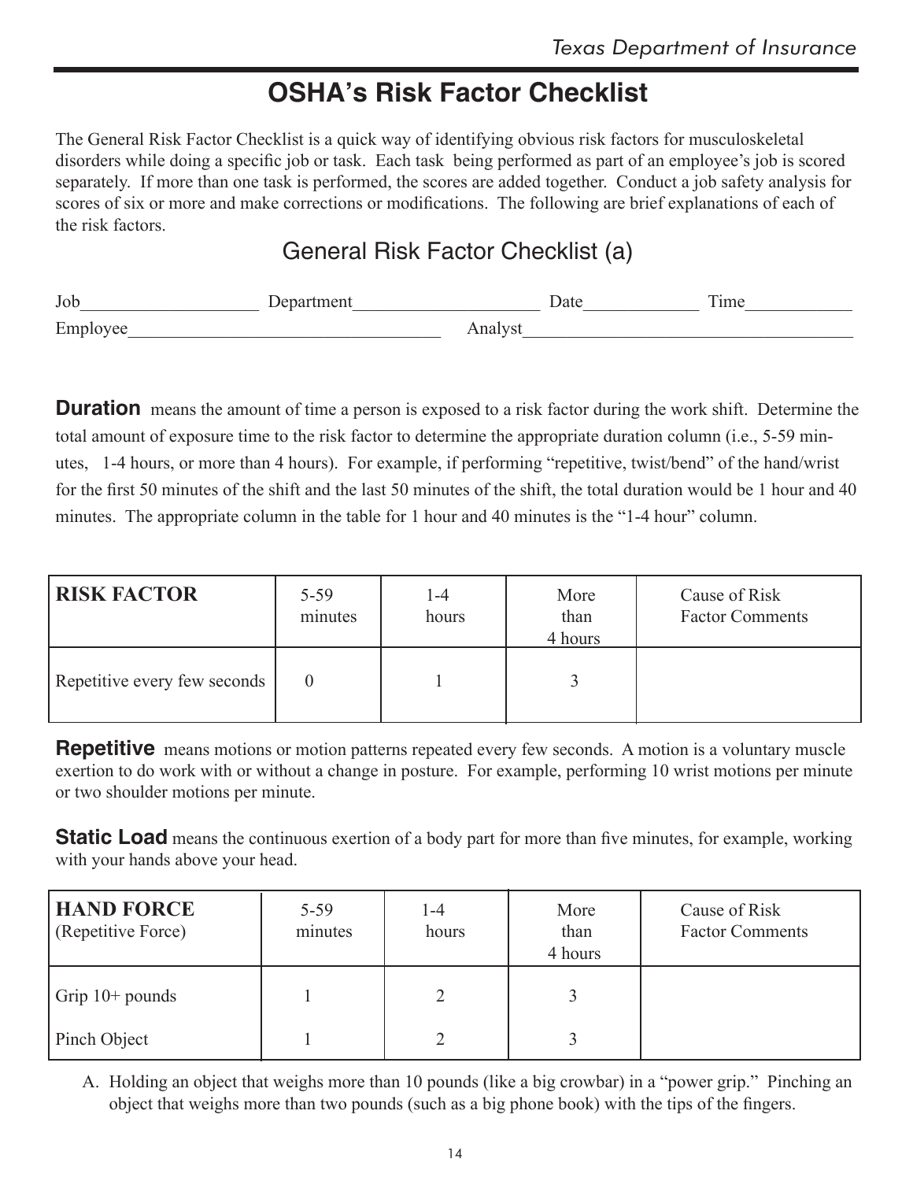# OSHA's Risk Factor Checklist

The General Risk Factor Checklist is a quick way of identifying obvious risk factors for musculoskeletal disorders while doing a specific job or task. Each task being performed as part of an employee's job is scored separately. If more than one task is performed, the scores are added together. Conduct a job safety analysis for scores of six or more and make corrections or modifications. The following are brief explanations of each of the risk factors.

## General Risk Factor Checklist (a)

Job____________________ Department_____________________ Date_____________ Time____________

Employee___________________________________ Analyst_____________________________________

**Duration** means the amount of time a person is exposed to a risk factor during the work shift. Determine the total amount of exposure time to the risk factor to determine the appropriate duration column (i.e., 5-59 minutes, 1-4 hours, or more than 4 hours). For example, if performing "repetitive, twist/bend" of the hand/wrist for the first 50 minutes of the shift and the last 50 minutes of the shift, the total duration would be 1 hour and 40 minutes. The appropriate column in the table for 1 hour and 40 minutes is the "1-4 hour" column.

| RISK FACTOR | 5-59 minutes | 1-4 hours | More than 4 hours | Cause of Risk Factor Comments |
|---|---|---|---|---|
| Repetitive every few seconds | 0 | 1 | 3 | |

**Repetitive** means motions or motion patterns repeated every few seconds. A motion is a voluntary muscle exertion to do work with or without a change in posture. For example, performing 10 wrist motions per minute or two shoulder motions per minute.

**Static Load** means the continuous exertion of a body part for more than five minutes, for example, working with your hands above your head.

| HAND FORCE (Repetitive Force) | 5-59 minutes | 1-4 hours | More than 4 hours | Cause of Risk Factor Comments |
|---|---|---|---|---|
| Grip 10+ pounds | 1 | 2 | 3 | |
| Pinch Object | 1 | 2 | 3 | |

A. Holding an object that weighs more than 10 pounds (like a big crowbar) in a "power grip." Pinching an object that weighs more than two pounds (such as a big phone book) with the tips of the fingers.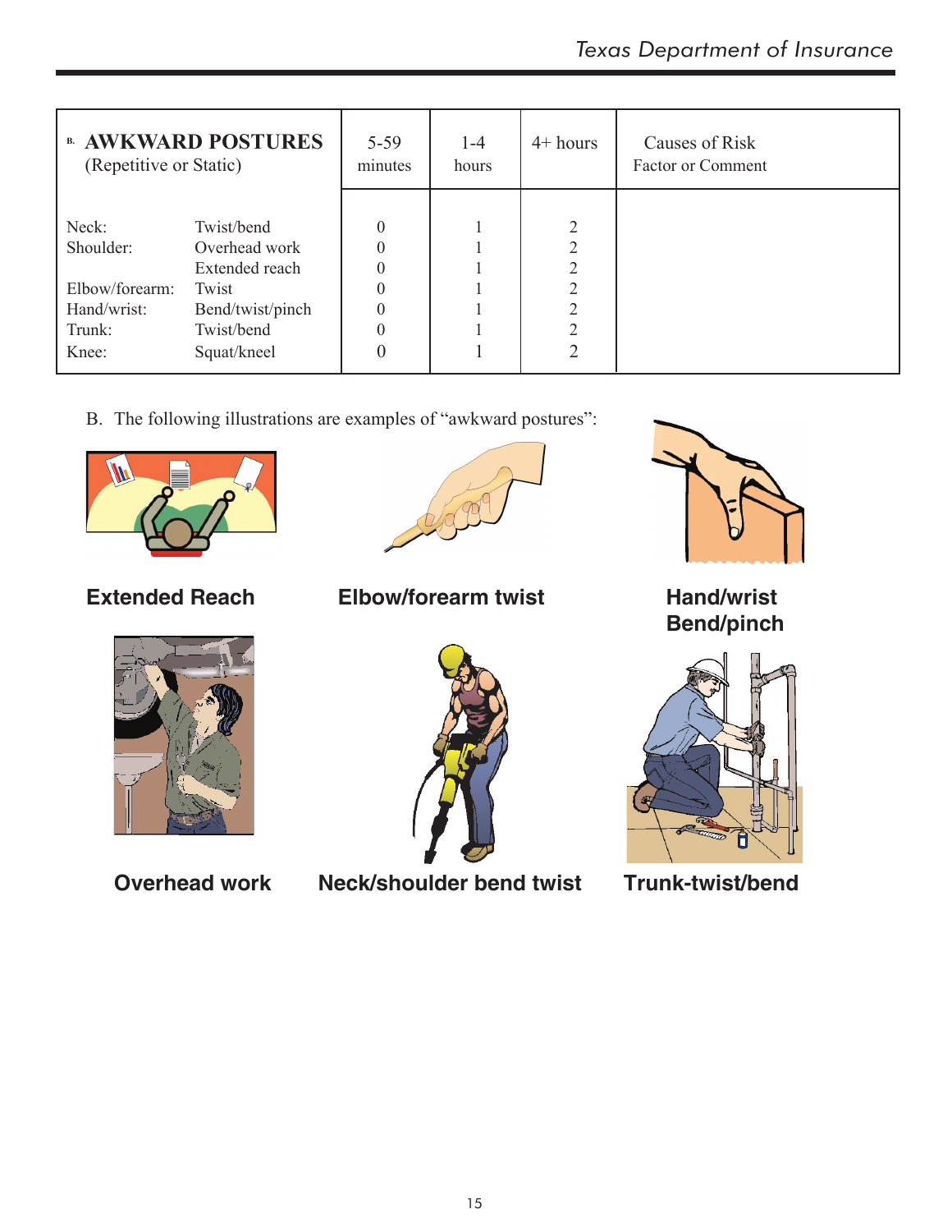| B. AWKWARD POSTURES (Repetitive or Static) | | 5-59 minutes | 1-4 hours | 4+ hours | Causes of Risk Factor or Comment |
|---|---|---|---|---|---|
| Neck: | Twist/bend | 0 | 1 | 2 | |
| Shoulder: | Overhead work | 0 | 1 | 2 | |
| | Extended reach | 0 | 1 | 2 | |
| Elbow/forearm: | Twist | 0 | 1 | 2 | |
| Hand/wrist: | Bend/twist/pinch | 0 | 1 | 2 | |
| Trunk: | Twist/bend | 0 | 1 | 2 | |
| Knee: | Squat/kneel | 0 | 1 | 2 | |

B. The following illustrations are examples of "awkward postures":

**Extended Reach**

**Elbow/forearm twist**

**Hand/wrist Bend/pinch**

**Overhead work**

**Neck/shoulder bend twist**

**Trunk-twist/bend**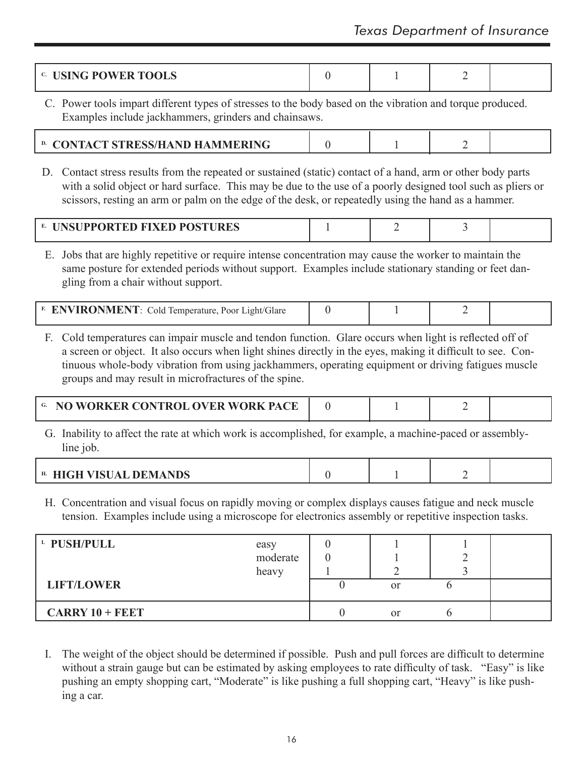| C. USING POWER TOOLS | 0 | 1 | 2 | |
|---|---|---|---|---|

C. Power tools impart different types of stresses to the body based on the vibration and torque produced. Examples include jackhammers, grinders and chainsaws.

| D. CONTACT STRESS/HAND HAMMERING | 0 | 1 | 2 | |
|---|---|---|---|---|

D. Contact stress results from the repeated or sustained (static) contact of a hand, arm or other body parts with a solid object or hard surface. This may be due to the use of a poorly designed tool such as pliers or scissors, resting an arm or palm on the edge of the desk, or repeatedly using the hand as a hammer.

| E. UNSUPPORTED FIXED POSTURES | 1 | 2 | 3 | |
|---|---|---|---|---|

E. Jobs that are highly repetitive or require intense concentration may cause the worker to maintain the same posture for extended periods without support. Examples include stationary standing or feet dangling from a chair without support.

| F. ENVIRONMENT: Cold Temperature, Poor Light/Glare | 0 | 1 | 2 | |
|---|---|---|---|---|

F. Cold temperatures can impair muscle and tendon function. Glare occurs when light is reflected off of a screen or object. It also occurs when light shines directly in the eyes, making it difficult to see. Continuous whole-body vibration from using jackhammers, operating equipment or driving fatigues muscle groups and may result in microfractures of the spine.

| G. NO WORKER CONTROL OVER WORK PACE | 0 | 1 | 2 | |
|---|---|---|---|---|

G. Inability to affect the rate at which work is accomplished, for example, a machine-paced or assembly-line job.

| H. HIGH VISUAL DEMANDS | 0 | 1 | 2 | |
|---|---|---|---|---|

H. Concentration and visual focus on rapidly moving or complex displays causes fatigue and neck muscle tension. Examples include using a microscope for electronics assembly or repetitive inspection tasks.

| I. PUSH/PULL | | | | | |
|---|---|---|---|---|---|
| | easy | 0 | 1 | 1 | |
| | moderate | 0 | 1 | 2 | |
| | heavy | 1 | 2 | 3 | |
| LIFT/LOWER | | 0 | or | 6 | |
| CARRY 10 + FEET | | 0 | or | 6 | |

I. The weight of the object should be determined if possible. Push and pull forces are difficult to determine without a strain gauge but can be estimated by asking employees to rate difficulty of task. "Easy" is like pushing an empty shopping cart, "Moderate" is like pushing a full shopping cart, "Heavy" is like pushing a car.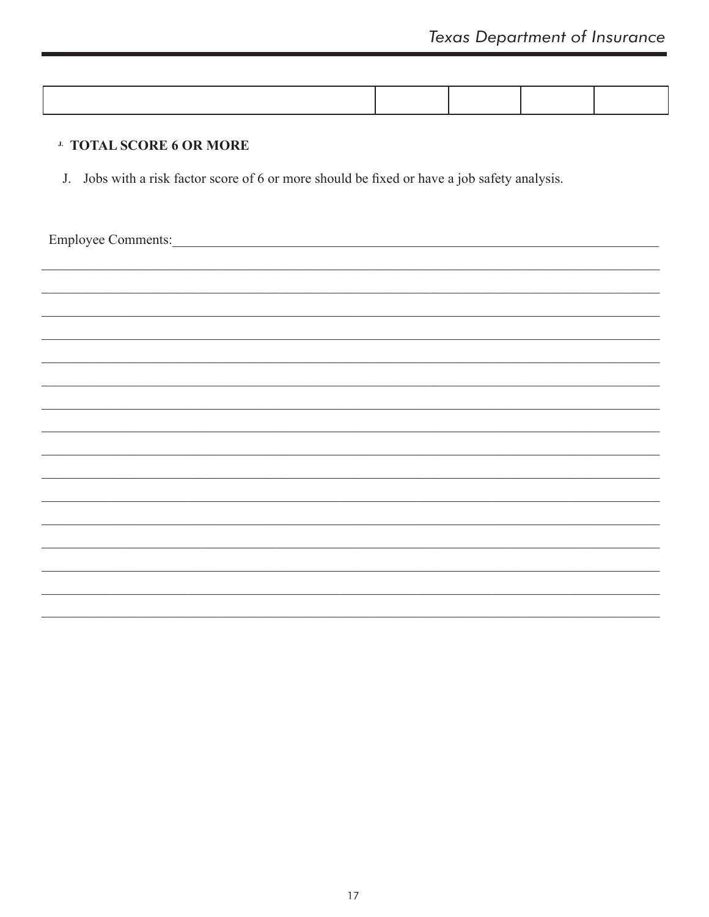| | | | | |
|---|---|---|---|---|
| | | | | |

**J. TOTAL SCORE 6 OR MORE**

J. Jobs with a risk factor score of 6 or more should be fixed or have a job safety analysis.

Employee Comments:_______________________________________________________________________________

_______________________________________________________________________________

_______________________________________________________________________________

_______________________________________________________________________________

_______________________________________________________________________________

_______________________________________________________________________________

_______________________________________________________________________________

_______________________________________________________________________________

_______________________________________________________________________________

_______________________________________________________________________________

_______________________________________________________________________________

_______________________________________________________________________________

_______________________________________________________________________________

_______________________________________________________________________________

_______________________________________________________________________________

_______________________________________________________________________________